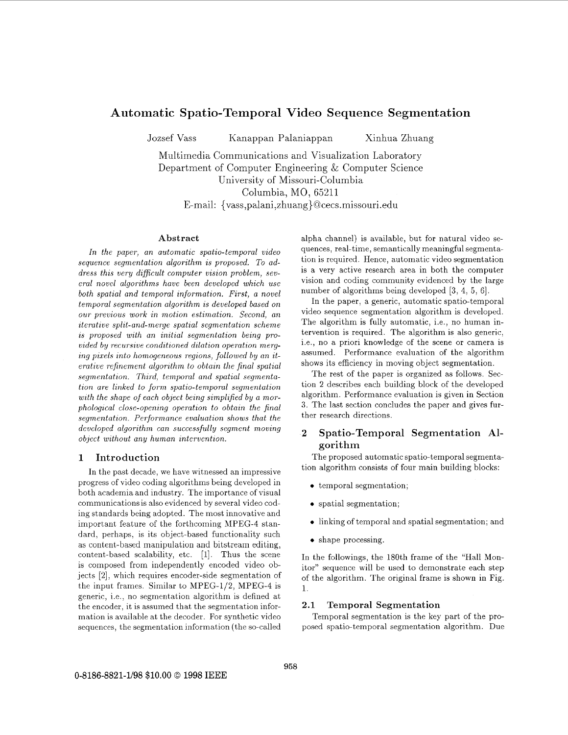# Automatic Spatio-Temporal Video Sequence Segmentation

Jozsef Vass Kanappan Palaniappan Xinhua Zhuang

Multimedia Communications and Visualization Laboratory
Department of Computer Engineering & Computer Science
University of Missouri-Columbia
Columbia, MO, 65211
E-mail: {vass,palani,zhuang}@cecs.missouri.edu

## Abstract

*In the paper, an automatic spatio-temporal video sequence segmentation algorithm is proposed. To address this very difficult computer vision problem, several novel algorithms have been developed which use both spatial and temporal information. First, a novel temporal segmentation algorithm is developed based on our previous work in motion estimation. Second, an iterative split-and-merge spatial segmentation scheme is proposed with an initial segmentation being provided by recursive conditioned dilation operation merging pixels into homogeneous regions, followed by an iterative refinement algorithm to obtain the final spatial segmentation. Third, temporal and spatial segmentation are linked to form spatio-temporal segmentation with the shape of each object being simplified by a morphological close-opening operation to obtain the final segmentation. Performance evaluation shows that the developed algorithm can successfully segment moving object without any human intervention.*

## 1 Introduction

In the past decade, we have witnessed an impressive progress of video coding algorithms being developed in both academia and industry. The importance of visual communications is also evidenced by several video coding standards being adopted. The most innovative and important feature of the forthcoming MPEG-4 standard, perhaps, is its object-based functionality such as content-based manipulation and bitstream editing, content-based scalability, etc. [1]. Thus the scene is composed from independently encoded video objects [2], which requires encoder-side segmentation of the input frames. Similar to MPEG-1/2, MPEG-4 is generic, i.e., no segmentation algorithm is defined at the encoder, it is assumed that the segmentation information is available at the decoder. For synthetic video sequences, the segmentation information (the so-called alpha channel) is available, but for natural video sequences, real-time, semantically meaningful segmentation is required. Hence, automatic video segmentation is a very active research area in both the computer vision and coding community evidenced by the large number of algorithms being developed [3, 4, 5, 6].

In the paper, a generic, automatic spatio-temporal video sequence segmentation algorithm is developed. The algorithm is fully automatic, i.e., no human intervention is required. The algorithm is also generic, i.e., no a priori knowledge of the scene or camera is assumed. Performance evaluation of the algorithm shows its efficiency in moving object segmentation.

The rest of the paper is organized as follows. Section 2 describes each building block of the developed algorithm. Performance evaluation is given in Section 3. The last section concludes the paper and gives further research directions.

## 2 Spatio-Temporal Segmentation Algorithm

The proposed automatic spatio-temporal segmentation algorithm consists of four main building blocks:

- temporal segmentation;
- spatial segmentation;
- linking of temporal and spatial segmentation; and
- shape processing.

In the followings, the 180th frame of the "Hall Monitor" sequence will be used to demonstrate each step of the algorithm. The original frame is shown in Fig. 1.

### 2.1 Temporal Segmentation

Temporal segmentation is the key part of the proposed spatio-temporal segmentation algorithm. Due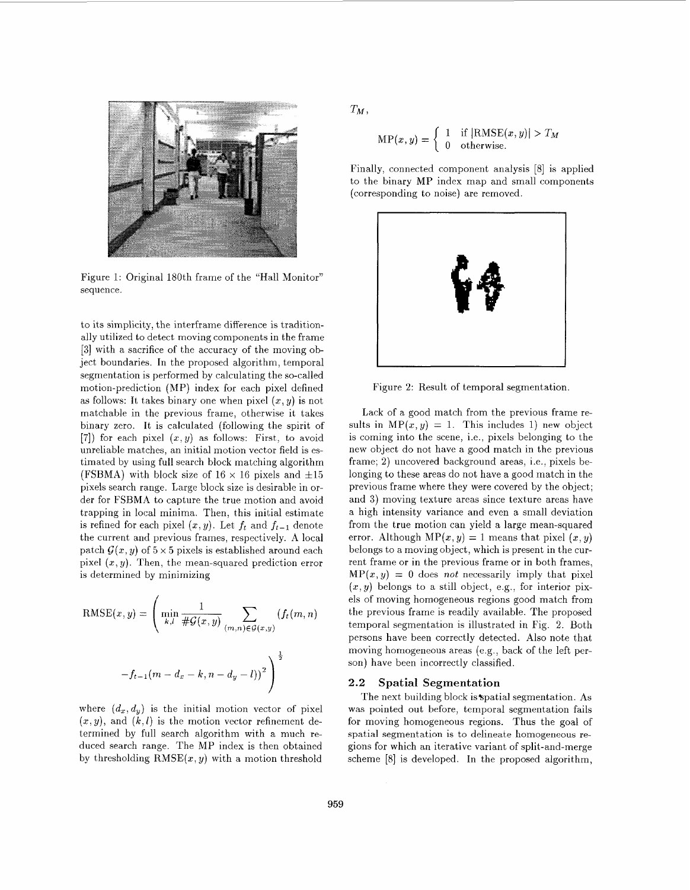Figure 1: Original 180th frame of the "Hall Monitor" sequence.

to its simplicity, the interframe difference is traditionally utilized to detect moving components in the frame [3] with a sacrifice of the accuracy of the moving object boundaries. In the proposed algorithm, temporal segmentation is performed by calculating the so-called motion-prediction (MP) index for each pixel defined as follows: It takes binary one when pixel $(x, y)$ is not matchable in the previous frame, otherwise it takes binary zero. It is calculated (following the spirit of [7]) for each pixel $(x, y)$ as follows: First, to avoid unreliable matches, an initial motion vector field is estimated by using full search block matching algorithm (FSBMA) with block size of $16 \times 16$ pixels and $\pm 15$ pixels search range. Large block size is desirable in order for FSBMA to capture the true motion and avoid trapping in local minima. Then, this initial estimate is refined for each pixel $(x, y)$. Let $f_t$ and $f_{t-1}$ denote the current and previous frames, respectively. A local patch $\mathcal{G}(x, y)$ of $5 \times 5$ pixels is established around each pixel $(x, y)$. Then, the mean-squared prediction error is determined by minimizing

$$\text{RMSE}(x, y) = \left( \min_{k,l} \frac{1}{\#\mathcal{G}(x,y)} \sum_{(m,n) \in \mathcal{G}(x,y)} (f_t(m, n) - f_{t-1}(m - d_x - k, n - d_y - l))^2 \right)^{\frac{1}{2}}$$

where $(d_x, d_y)$ is the initial motion vector of pixel $(x, y)$, and $(k, l)$ is the motion vector refinement determined by full search algorithm with a much reduced search range. The MP index is then obtained by thresholding $\text{RMSE}(x, y)$ with a motion threshold $T_M$,

$$\text{MP}(x, y) = \begin{cases} 1 & \text{if } |\text{RMSE}(x, y)| > T_M \\ 0 & \text{otherwise.} \end{cases}$$

Finally, connected component analysis [8] is applied to the binary MP index map and small components (corresponding to noise) are removed.

Figure 2: Result of temporal segmentation.

Lack of a good match from the previous frame results in $\text{MP}(x, y) = 1$. This includes 1) new object is coming into the scene, i.e., pixels belonging to the new object do not have a good match in the previous frame; 2) uncovered background areas, i.e., pixels belonging to these areas do not have a good match in the previous frame where they were covered by the object; and 3) moving texture areas since texture areas have a high intensity variance and even a small deviation from the true motion can yield a large mean-squared error. Although $\text{MP}(x, y) = 1$ means that pixel $(x, y)$ belongs to a moving object, which is present in the current frame or in the previous frame or in both frames, $\text{MP}(x, y) = 0$ does *not* necessarily imply that pixel $(x, y)$ belongs to a still object, e.g., for interior pixels of moving homogeneous regions good match from the previous frame is readily available. The proposed temporal segmentation is illustrated in Fig. 2. Both persons have been correctly detected. Also note that moving homogeneous areas (e.g., back of the left person) have been incorrectly classified.

## 2.2 Spatial Segmentation

The next building block is spatial segmentation. As was pointed out before, temporal segmentation fails for moving homogeneous regions. Thus the goal of spatial segmentation is to delineate homogeneous regions for which an iterative variant of split-and-merge scheme [8] is developed. In the proposed algorithm,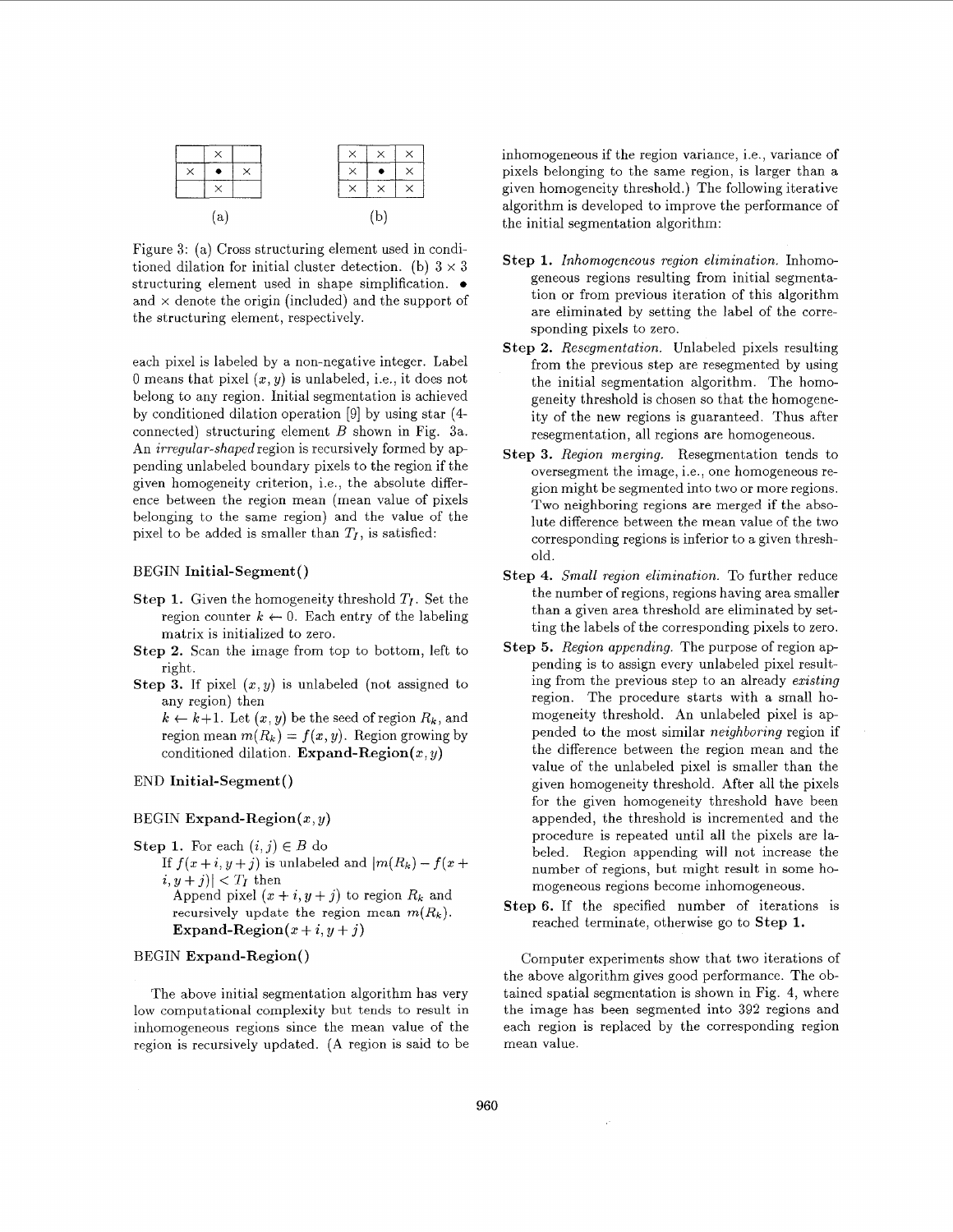|   | × |   |
|---|---|---|
| × | • | × |
|   | × |   |

(a)

| × | × | × |
|---|---|---|
| × | • | × |
| × | × | × |

(b)

Figure 3: (a) Cross structuring element used in conditioned dilation for initial cluster detection. (b) $3 \times 3$ structuring element used in shape simplification. • and × denote the origin (included) and the support of the structuring element, respectively.

each pixel is labeled by a non-negative integer. Label 0 means that pixel $(x, y)$ is unlabeled, i.e., it does not belong to any region. Initial segmentation is achieved by conditioned dilation operation [9] by using star (4-connected) structuring element $B$ shown in Fig. 3a. An *irregular-shaped* region is recursively formed by appending unlabeled boundary pixels to the region if the given homogeneity criterion, i.e., the absolute difference between the region mean (mean value of pixels belonging to the same region) and the value of the pixel to be added is smaller than $T_I$, is satisfied:

BEGIN **Initial-Segment()**

**Step 1.** Given the homogeneity threshold $T_I$. Set the region counter $k \leftarrow 0$. Each entry of the labeling matrix is initialized to zero.

**Step 2.** Scan the image from top to bottom, left to right.

**Step 3.** If pixel $(x, y)$ is unlabeled (not assigned to any region) then
$k \leftarrow k+1$. Let $(x, y)$ be the seed of region $R_k$, and region mean $m(R_k) = f(x, y)$. Region growing by conditioned dilation. **Expand-Region**$(x, y)$

END **Initial-Segment()**

BEGIN **Expand-Region**$(x, y)$

**Step 1.** For each $(i, j) \in B$ do
If $f(x+i, y+j)$ is unlabeled and $|m(R_k) - f(x+i, y+j)| < T_I$ then
Append pixel $(x+i, y+j)$ to region $R_k$ and recursively update the region mean $m(R_k)$.
**Expand-Region**$(x+i, y+j)$

BEGIN **Expand-Region()**

The above initial segmentation algorithm has very low computational complexity but tends to result in inhomogeneous regions since the mean value of the region is recursively updated. (A region is said to be inhomogeneous if the region variance, i.e., variance of pixels belonging to the same region, is larger than a given homogeneity threshold.) The following iterative algorithm is developed to improve the performance of the initial segmentation algorithm:

**Step 1.** *Inhomogeneous region elimination.* Inhomogeneous regions resulting from initial segmentation or from previous iteration of this algorithm are eliminated by setting the label of the corresponding pixels to zero.

**Step 2.** *Resegmentation.* Unlabeled pixels resulting from the previous step are resegmented by using the initial segmentation algorithm. The homogeneity threshold is chosen so that the homogeneity of the new regions is guaranteed. Thus after resegmentation, all regions are homogeneous.

**Step 3.** *Region merging.* Resegmentation tends to oversegment the image, i.e., one homogeneous region might be segmented into two or more regions. Two neighboring regions are merged if the absolute difference between the mean value of the two corresponding regions is inferior to a given threshold.

**Step 4.** *Small region elimination.* To further reduce the number of regions, regions having area smaller than a given area threshold are eliminated by setting the labels of the corresponding pixels to zero.

**Step 5.** *Region appending.* The purpose of region appending is to assign every unlabeled pixel resulting from the previous step to an already *existing* region. The procedure starts with a small homogeneity threshold. An unlabeled pixel is appended to the most similar *neighboring* region if the difference between the region mean and the value of the unlabeled pixel is smaller than the given homogeneity threshold. After all the pixels for the given homogeneity threshold have been appended, the threshold is incremented and the procedure is repeated until all the pixels are labeled. Region appending will not increase the number of regions, but might result in some homogeneous regions become inhomogeneous.

**Step 6.** If the specified number of iterations is reached terminate, otherwise go to **Step 1.**

Computer experiments show that two iterations of the above algorithm gives good performance. The obtained spatial segmentation is shown in Fig. 4, where the image has been segmented into 392 regions and each region is replaced by the corresponding region mean value.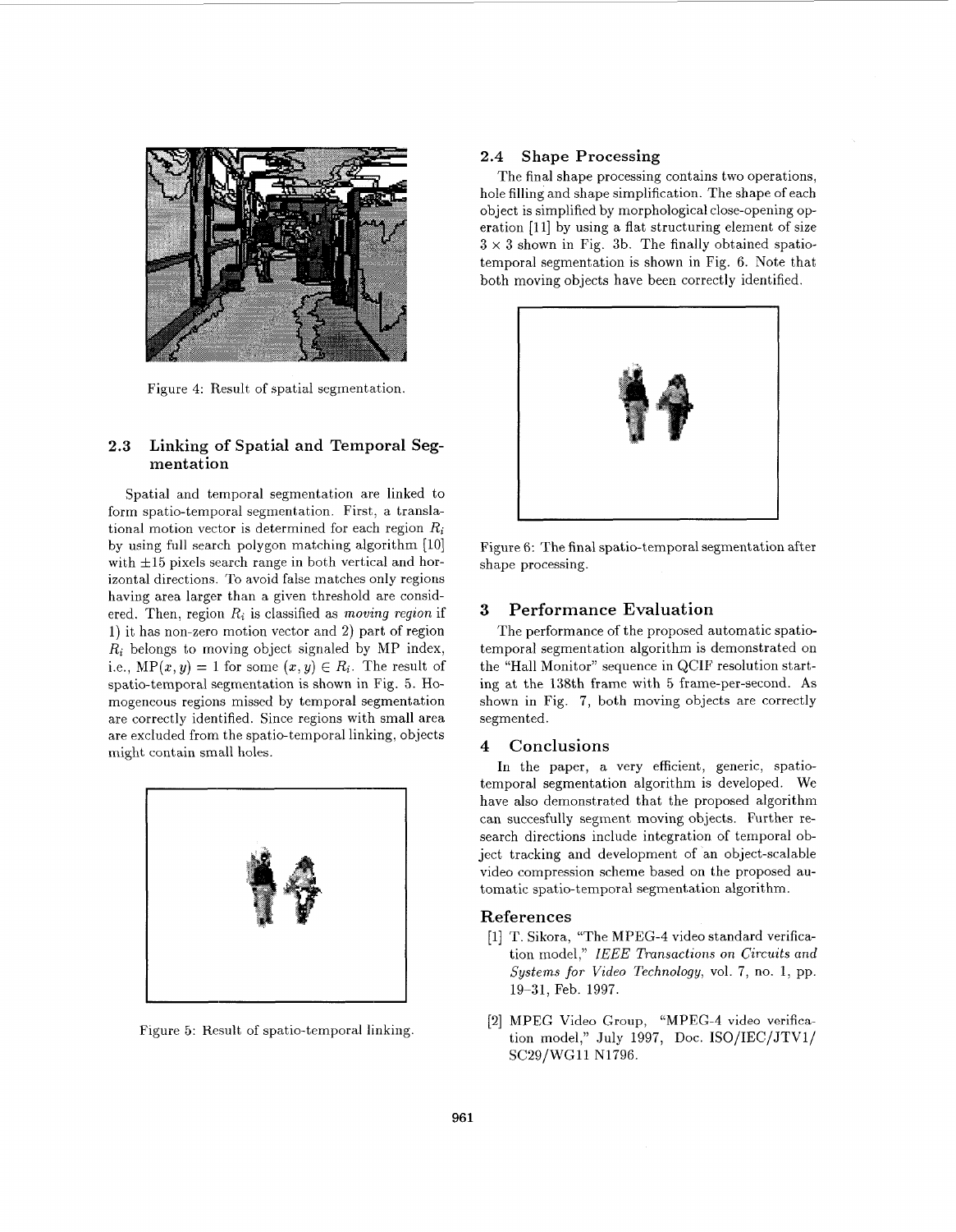Figure 4: Result of spatial segmentation.

### 2.3 Linking of Spatial and Temporal Segmentation

Spatial and temporal segmentation are linked to form spatio-temporal segmentation. First, a translational motion vector is determined for each region $R_i$ by using full search polygon matching algorithm [10] with $\pm 15$ pixels search range in both vertical and horizontal directions. To avoid false matches only regions having area larger than a given threshold are considered. Then, region $R_i$ is classified as *moving region* if 1) it has non-zero motion vector and 2) part of region $R_i$ belongs to moving object signaled by MP index, i.e., $\mathrm{MP}(x, y) = 1$ for some $(x, y) \in R_i$. The result of spatio-temporal segmentation is shown in Fig. 5. Homogeneous regions missed by temporal segmentation are correctly identified. Since regions with small area are excluded from the spatio-temporal linking, objects might contain small holes.

Figure 5: Result of spatio-temporal linking.

### 2.4 Shape Processing

The final shape processing contains two operations, hole filling and shape simplification. The shape of each object is simplified by morphological close-opening operation [11] by using a flat structuring element of size $3 \times 3$ shown in Fig. 3b. The finally obtained spatio-temporal segmentation is shown in Fig. 6. Note that both moving objects have been correctly identified.

Figure 6: The final spatio-temporal segmentation after shape processing.

## 3 Performance Evaluation

The performance of the proposed automatic spatio-temporal segmentation algorithm is demonstrated on the "Hall Monitor" sequence in QCIF resolution starting at the 138th frame with 5 frame-per-second. As shown in Fig. 7, both moving objects are correctly segmented.

## 4 Conclusions

In the paper, a very efficient, generic, spatio-temporal segmentation algorithm is developed. We have also demonstrated that the proposed algorithm can succesfully segment moving objects. Further research directions include integration of temporal object tracking and development of an object-scalable video compression scheme based on the proposed automatic spatio-temporal segmentation algorithm.

## References

[1] T. Sikora, "The MPEG-4 video standard verification model," *IEEE Transactions on Circuits and Systems for Video Technology*, vol. 7, no. 1, pp. 19–31, Feb. 1997.

[2] MPEG Video Group, "MPEG-4 video verification model," July 1997, Doc. ISO/IEC/JTV1/ SC29/WG11 N1796.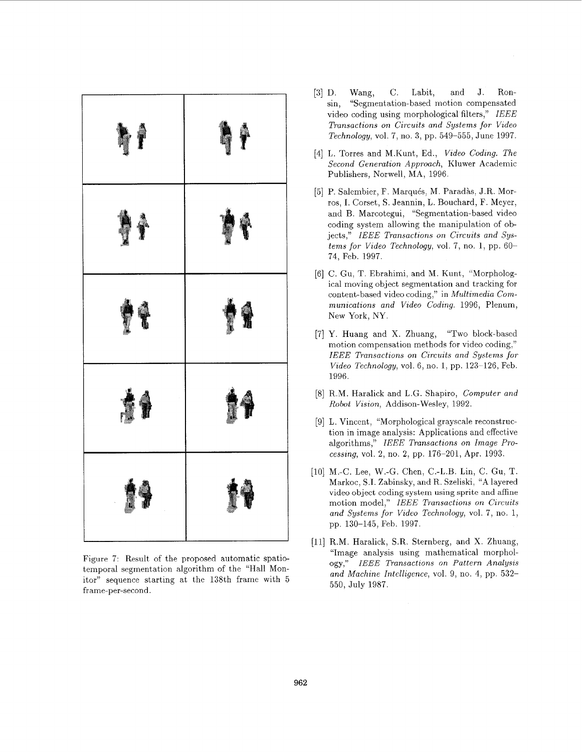Figure 7: Result of the proposed automatic spatio-temporal segmentation algorithm of the "Hall Monitor" sequence starting at the 138th frame with 5 frame-per-second.

[3] D. Wang, C. Labit, and J. Ronsin, "Segmentation-based motion compensated video coding using morphological filters," *IEEE Transactions on Circuits and Systems for Video Technology*, vol. 7, no. 3, pp. 549–555, June 1997.

[4] L. Torres and M.Kunt, Ed., *Video Coding. The Second Generation Approach*, Kluwer Academic Publishers, Norwell, MA, 1996.

[5] P. Salembier, F. Marqués, M. Paradàs, J.R. Morros, I. Corset, S. Jeannin, L. Bouchard, F. Meyer, and B. Marcotegui, "Segmentation-based video coding system allowing the manipulation of objects," *IEEE Transactions on Circuits and Systems for Video Technology*, vol. 7, no. 1, pp. 60–74, Feb. 1997.

[6] C. Gu, T. Ebrahimi, and M. Kunt, "Morphological moving object segmentation and tracking for content-based video coding," in *Multimedia Communications and Video Coding*. 1996, Plenum, New York, NY.

[7] Y. Huang and X. Zhuang, "Two block-based motion compensation methods for video coding," *IEEE Transactions on Circuits and Systems for Video Technology*, vol. 6, no. 1, pp. 123–126, Feb. 1996.

[8] R.M. Haralick and L.G. Shapiro, *Computer and Robot Vision*, Addison-Wesley, 1992.

[9] L. Vincent, "Morphological grayscale reconstruction in image analysis: Applications and effective algorithms," *IEEE Transactions on Image Processing*, vol. 2, no. 2, pp. 176–201, Apr. 1993.

[10] M.-C. Lee, W.-G. Chen, C.-L.B. Lin, C. Gu, T. Markoc, S.I. Zabinsky, and R. Szeliski, "A layered video object coding system using sprite and affine motion model," *IEEE Transactions on Circuits and Systems for Video Technology*, vol. 7, no. 1, pp. 130–145, Feb. 1997.

[11] R.M. Haralick, S.R. Sternberg, and X. Zhuang, "Image analysis using mathematical morphology," *IEEE Transactions on Pattern Analysis and Machine Intelligence*, vol. 9, no. 4, pp. 532–550, July 1987.